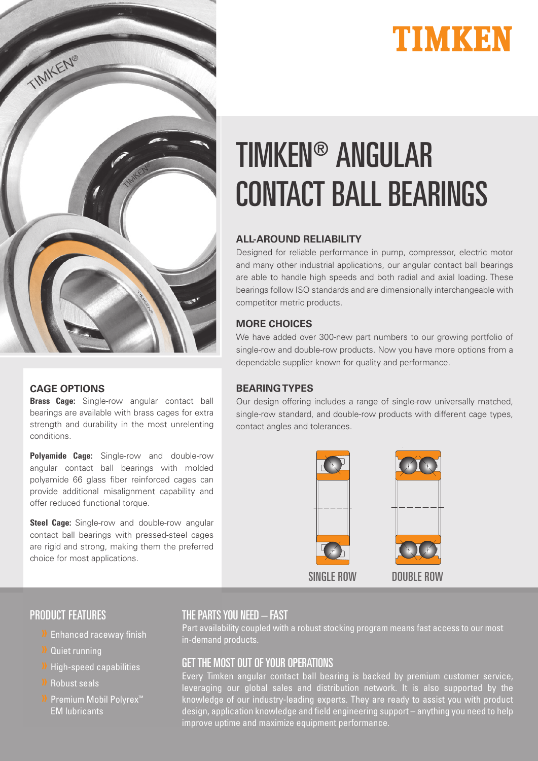TIMKEN

# TIMKEN® ANGULAR CONTACT BALL BEARINGS

### ALL-AROUND RELIABILITY

Designed for reliable performance in pump, compressor, electric motor and many other industrial applications, our angular contact ball bearings are able to handle high speeds and both radial and axial loading. These bearings follow ISO standards and are dimensionally interchangeable with competitor metric products.

### MORE CHOICES

We have added over 300-new part numbers to our growing portfolio of single-row and double-row products. Now you have more options from a dependable supplier known for quality and performance.

### BEARING TYPES

Our design offering includes a range of single-row universally matched, single-row standard, and double-row products with different cage types, contact angles and tolerances.

SINGLE ROW

DOUBLE ROW

### CAGE OPTIONS

**Brass Cage:** Single-row angular contact ball bearings are available with brass cages for extra strength and durability in the most unrelenting conditions.

**Polyamide Cage:** Single-row and double-row angular contact ball bearings with molded polyamide 66 glass fiber reinforced cages can provide additional misalignment capability and offer reduced functional torque.

**Steel Cage:** Single-row and double-row angular contact ball bearings with pressed-steel cages are rigid and strong, making them the preferred choice for most applications.

## PRODUCT FEATURES

- Enhanced raceway finish
- Quiet running
- High-speed capabilities
- Robust seals
- Premium Mobil Polyrex™ EM lubricants

## THE PARTS YOU NEED – FAST

Part availability coupled with a robust stocking program means fast access to our most in-demand products.

## GET THE MOST OUT OF YOUR OPERATIONS

Every Timken angular contact ball bearing is backed by premium customer service, leveraging our global sales and distribution network. It is also supported by the knowledge of our industry-leading experts. They are ready to assist you with product design, application knowledge and field engineering support – anything you need to help improve uptime and maximize equipment performance.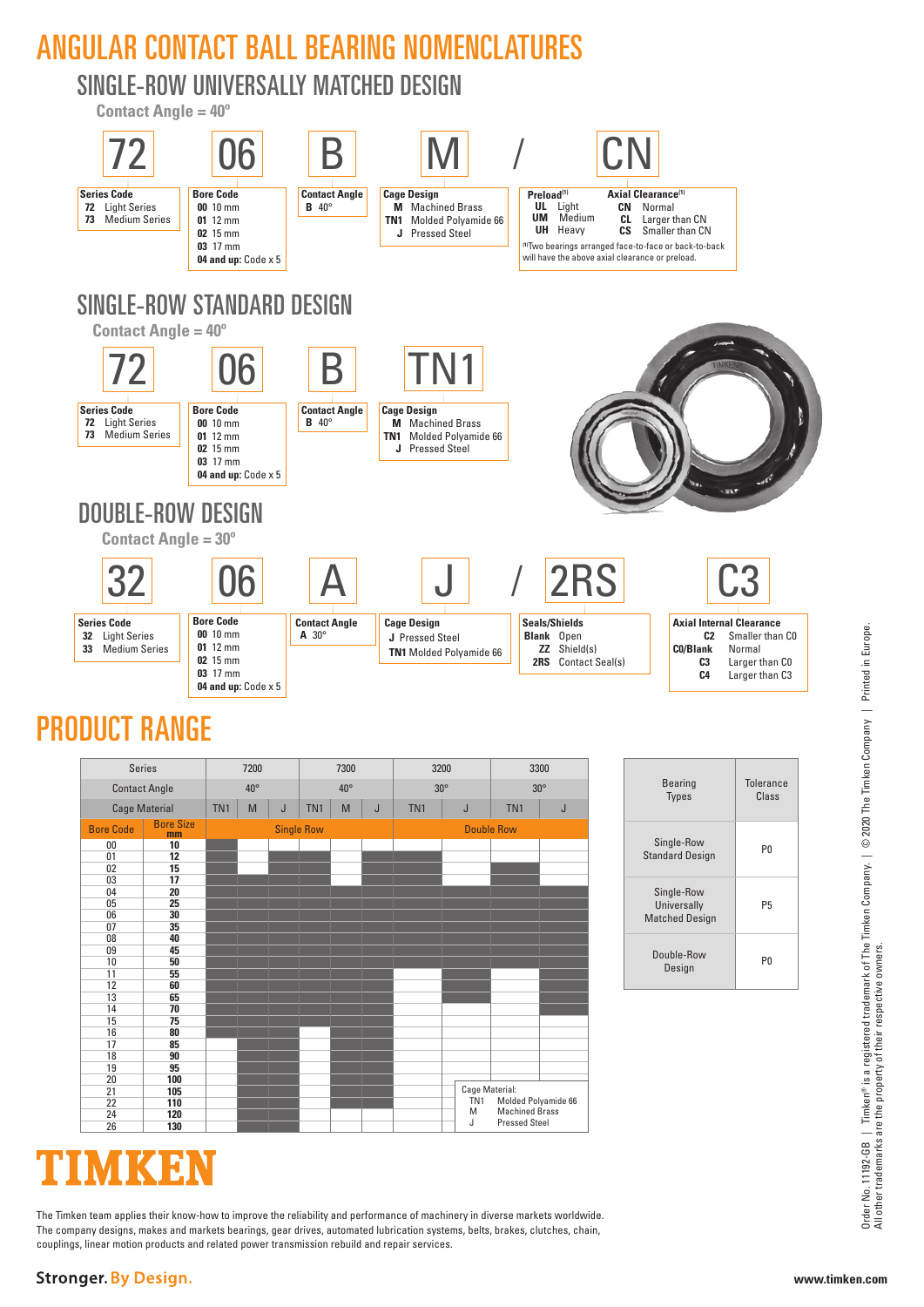# ANGULAR CONTACT BALL BEARING NOMENCLATURES

## SINGLE-ROW UNIVERSALLY MATCHED DESIGN

**Contact Angle = 40º**

| 72 | 06 | B | M | / | CN |
|---|---|---|---|---|---|

**Series Code**
- **72** Light Series
- **73** Medium Series

**Bore Code**
- **00** 10 mm
- **01** 12 mm
- **02** 15 mm
- **03** 17 mm
- **04 and up:** Code x 5

**Contact Angle**
- **B** 40º

**Cage Design**
- **M** Machined Brass
- **TN1** Molded Polyamide 66
- **J** Pressed Steel

**Preload**[1]
- **UL** Light
- **UM** Medium
- **UH** Heavy

**Axial Clearance**[1]
- **CN** Normal
- **CL** Larger than CN
- **CS** Smaller than CN

[1]Two bearings arranged face-to-face or back-to-back will have the above axial clearance or preload.

## SINGLE-ROW STANDARD DESIGN

**Contact Angle = 40º**

| 72 | 06 | B | TN1 |
|---|---|---|---|

**Series Code**
- **72** Light Series
- **73** Medium Series

**Bore Code**
- **00** 10 mm
- **01** 12 mm
- **02** 15 mm
- **03** 17 mm
- **04 and up:** Code x 5

**Contact Angle**
- **B** 40º

**Cage Design**
- **M** Machined Brass
- **TN1** Molded Polyamide 66
- **J** Pressed Steel

## DOUBLE-ROW DESIGN

**Contact Angle = 30º**

| 32 | 06 | A | J | / | 2RS | C3 |
|---|---|---|---|---|---|---|

**Series Code**
- **32** Light Series
- **33** Medium Series

**Bore Code**
- **00** 10 mm
- **01** 12 mm
- **02** 15 mm
- **03** 17 mm
- **04 and up:** Code x 5

**Contact Angle**
- **A** 30º

**Cage Design**
- **J** Pressed Steel
- **TN1** Molded Polyamide 66

**Seals/Shields**
- **Blank** Open
- **ZZ** Shield(s)
- **2RS** Contact Seal(s)

**Axial Internal Clearance**
- **C2** Smaller than C0
- **C0/Blank** Normal
- **C3** Larger than C0
- **C4** Larger than C3

# PRODUCT RANGE

| Series | | 7200 | | | 7300 | | | 3200 | | 3300 | |
|---|---|---|---|---|---|---|---|---|---|---|---|
| Contact Angle | | 40º | | | 40º | | | 30º | | 30º | |
| Cage Material | | TN1 | M | J | TN1 | M | J | TN1 | J | TN1 | J |
| Bore Code | Bore Size mm | Single Row | | | | | | Double Row | | | |
| 00 | 10 | ■ | | | | | | | | | |
| 01 | 12 | ■ | | ■ | ■ | | ■ | ■ | | | |
| 02 | 15 | ■ | | ■ | ■ | | ■ | ■ | | ■ | |
| 03 | 17 | ■ | ■ | ■ | ■ | ■ | ■ | ■ | ■ | ■ | ■ |
| 04 | 20 | ■ | ■ | ■ | ■ | ■ | ■ | ■ | ■ | ■ | ■ |
| 05 | 25 | ■ | ■ | ■ | ■ | ■ | ■ | ■ | ■ | ■ | ■ |
| 06 | 30 | ■ | ■ | ■ | ■ | ■ | ■ | ■ | ■ | ■ | ■ |
| 07 | 35 | ■ | ■ | ■ | ■ | ■ | ■ | ■ | ■ | ■ | ■ |
| 08 | 40 | ■ | ■ | ■ | ■ | ■ | ■ | ■ | ■ | ■ | ■ |
| 09 | 45 | ■ | ■ | ■ | ■ | ■ | ■ | ■ | ■ | ■ | ■ |
| 10 | 50 | ■ | ■ | ■ | ■ | ■ | ■ | ■ | ■ | ■ | ■ |
| 11 | 55 | ■ | ■ | ■ | ■ | ■ | ■ | | ■ | | ■ |
| 12 | 60 | ■ | ■ | ■ | ■ | ■ | ■ | | ■ | | ■ |
| 13 | 65 | ■ | ■ | ■ | ■ | ■ | ■ | | ■ | | ■ |
| 14 | 70 | ■ | ■ | ■ | ■ | ■ | ■ | | | | ■ |
| 15 | 75 | ■ | ■ | ■ | ■ | ■ | ■ | | | | |
| 16 | 80 | ■ | ■ | ■ | ■ | ■ | ■ | | | | |
| 17 | 85 | | ■ | ■ | | ■ | ■ | | | | |
| 18 | 90 | | ■ | ■ | | ■ | ■ | | | | |
| 19 | 95 | | ■ | ■ | | ■ | ■ | | | | |
| 20 | 100 | | ■ | ■ | | ■ | ■ | | | | |
| 21 | 105 | | ■ | ■ | | ■ | ■ | | | | |
| 22 | 110 | | ■ | ■ | | ■ | ■ | | | | |
| 24 | 120 | | ■ | ■ | | | | | | | |
| 26 | 130 | | ■ | ■ | | | | | | | |

Cage Material:
- TN1 Molded Polyamide 66
- M Machined Brass
- J Pressed Steel

| Bearing Types | Tolerance Class |
|---|---|
| Single-Row Standard Design | P0 |
| Single-Row Universally Matched Design | P5 |
| Double-Row Design | P0 |

**TIMKEN**

The Timken team applies their know-how to improve the reliability and performance of machinery in diverse markets worldwide. The company designs, makes and markets bearings, gear drives, automated lubrication systems, belts, brakes, clutches, chain, couplings, linear motion products and related power transmission rebuild and repair services.

**Stronger. By Design.**

www.timken.com

Order No. 11192-GB | Timken® is a registered trademark of The Timken Company. | © 2020 The Timken Company | Printed in Europe.
All other trademarks are the property of their respective owners.